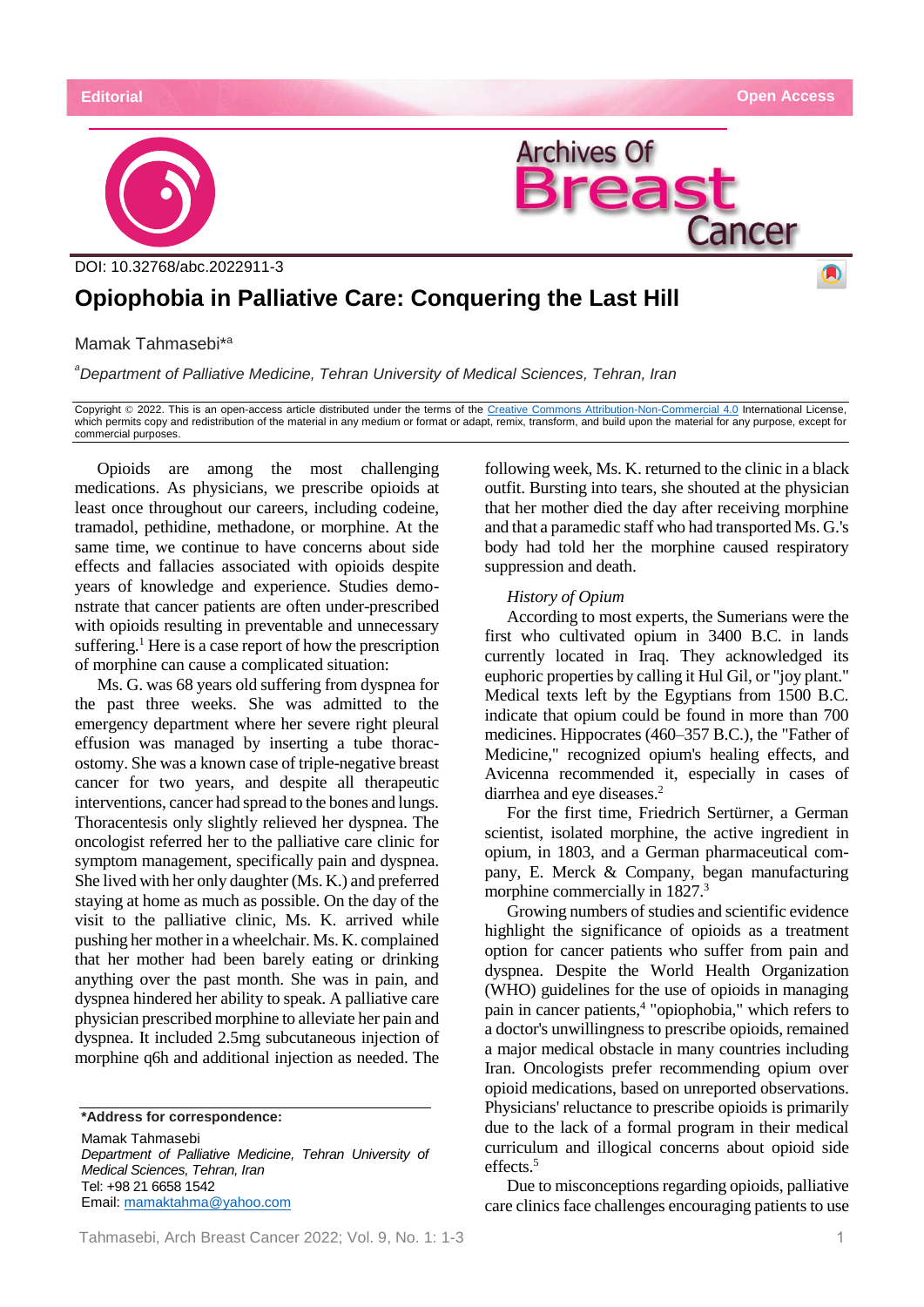Editorial

Open Access

DOI: 10.32768/abc.2022911-3

# Opiophobia in Palliative Care: Conquering the Last Hill

Mamak Tahmasebi*[a]

[a]*Department of Palliative Medicine, Tehran University of Medical Sciences, Tehran, Iran*

Copyright © 2022. This is an open-access article distributed under the terms of the Creative Commons Attribution-Non-Commercial 4.0 International License, which permits copy and redistribution of the material in any medium or format or adapt, remix, transform, and build upon the material for any purpose, except for commercial purposes.

Opioids are among the most challenging medications. As physicians, we prescribe opioids at least once throughout our careers, including codeine, tramadol, pethidine, methadone, or morphine. At the same time, we continue to have concerns about side effects and fallacies associated with opioids despite years of knowledge and experience. Studies demonstrate that cancer patients are often under-prescribed with opioids resulting in preventable and unnecessary suffering.[1] Here is a case report of how the prescription of morphine can cause a complicated situation:

Ms. G. was 68 years old suffering from dyspnea for the past three weeks. She was admitted to the emergency department where her severe right pleural effusion was managed by inserting a tube thoracostomy. She was a known case of triple-negative breast cancer for two years, and despite all therapeutic interventions, cancer had spread to the bones and lungs. Thoracentesis only slightly relieved her dyspnea. The oncologist referred her to the palliative care clinic for symptom management, specifically pain and dyspnea. She lived with her only daughter (Ms. K.) and preferred staying at home as much as possible. On the day of the visit to the palliative clinic, Ms. K. arrived while pushing her mother in a wheelchair. Ms. K. complained that her mother had been barely eating or drinking anything over the past month. She was in pain, and dyspnea hindered her ability to speak. A palliative care physician prescribed morphine to alleviate her pain and dyspnea. It included 2.5mg subcutaneous injection of morphine q6h and additional injection as needed. The following week, Ms. K. returned to the clinic in a black outfit. Bursting into tears, she shouted at the physician that her mother died the day after receiving morphine and that a paramedic staff who had transported Ms. G.'s body had told her the morphine caused respiratory suppression and death.

*History of Opium*

According to most experts, the Sumerians were the first who cultivated opium in 3400 B.C. in lands currently located in Iraq. They acknowledged its euphoric properties by calling it Hul Gil, or "joy plant." Medical texts left by the Egyptians from 1500 B.C. indicate that opium could be found in more than 700 medicines. Hippocrates (460–357 B.C.), the "Father of Medicine," recognized opium's healing effects, and Avicenna recommended it, especially in cases of diarrhea and eye diseases.[2]

For the first time, Friedrich Sertürner, a German scientist, isolated morphine, the active ingredient in opium, in 1803, and a German pharmaceutical company, E. Merck & Company, began manufacturing morphine commercially in 1827.[3]

Growing numbers of studies and scientific evidence highlight the significance of opioids as a treatment option for cancer patients who suffer from pain and dyspnea. Despite the World Health Organization (WHO) guidelines for the use of opioids in managing pain in cancer patients,[4] "opiophobia," which refers to a doctor's unwillingness to prescribe opioids, remained a major medical obstacle in many countries including Iran. Oncologists prefer recommending opium over opioid medications, based on unreported observations. Physicians' reluctance to prescribe opioids is primarily due to the lack of a formal program in their medical curriculum and illogical concerns about opioid side effects.[5]

Due to misconceptions regarding opioids, palliative care clinics face challenges encouraging patients to use

---

**\*Address for correspondence:**

Mamak Tahmasebi
*Department of Palliative Medicine, Tehran University of Medical Sciences, Tehran, Iran*
Tel: +98 21 6658 1542
Email: mamaktahma@yahoo.com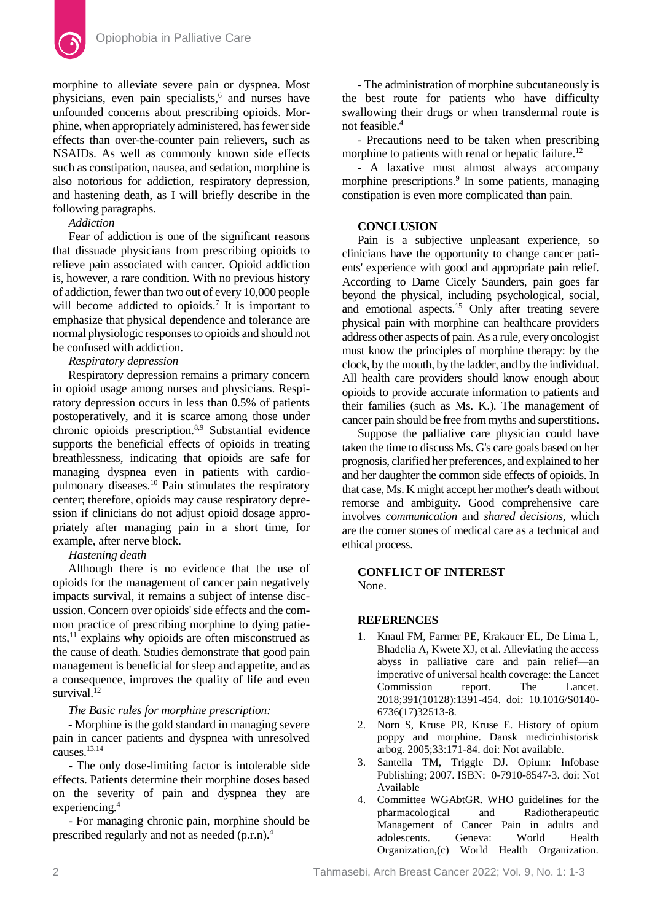morphine to alleviate severe pain or dyspnea. Most physicians, even pain specialists,[6] and nurses have unfounded concerns about prescribing opioids. Morphine, when appropriately administered, has fewer side effects than over-the-counter pain relievers, such as NSAIDs. As well as commonly known side effects such as constipation, nausea, and sedation, morphine is also notorious for addiction, respiratory depression, and hastening death, as I will briefly describe in the following paragraphs.

*Addiction*

Fear of addiction is one of the significant reasons that dissuade physicians from prescribing opioids to relieve pain associated with cancer. Opioid addiction is, however, a rare condition. With no previous history of addiction, fewer than two out of every 10,000 people will become addicted to opioids.[7] It is important to emphasize that physical dependence and tolerance are normal physiologic responses to opioids and should not be confused with addiction.

*Respiratory depression*

Respiratory depression remains a primary concern in opioid usage among nurses and physicians. Respiratory depression occurs in less than 0.5% of patients postoperatively, and it is scarce among those under chronic opioids prescription.[8,9] Substantial evidence supports the beneficial effects of opioids in treating breathlessness, indicating that opioids are safe for managing dyspnea even in patients with cardiopulmonary diseases.[10] Pain stimulates the respiratory center; therefore, opioids may cause respiratory depression if clinicians do not adjust opioid dosage appropriately after managing pain in a short time, for example, after nerve block.

*Hastening death*

Although there is no evidence that the use of opioids for the management of cancer pain negatively impacts survival, it remains a subject of intense discussion. Concern over opioids' side effects and the common practice of prescribing morphine to dying patients,[11] explains why opioids are often misconstrued as the cause of death. Studies demonstrate that good pain management is beneficial for sleep and appetite, and as a consequence, improves the quality of life and even survival.[12]

*The Basic rules for morphine prescription:*

- Morphine is the gold standard in managing severe pain in cancer patients and dyspnea with unresolved causes.[13,14]
- The only dose-limiting factor is intolerable side effects. Patients determine their morphine doses based on the severity of pain and dyspnea they are experiencing.[4]
- For managing chronic pain, morphine should be prescribed regularly and not as needed (p.r.n).[4]
- The administration of morphine subcutaneously is the best route for patients who have difficulty swallowing their drugs or when transdermal route is not feasible.[4]
- Precautions need to be taken when prescribing morphine to patients with renal or hepatic failure.[12]
- A laxative must almost always accompany morphine prescriptions.[9] In some patients, managing constipation is even more complicated than pain.

## CONCLUSION

Pain is a subjective unpleasant experience, so clinicians have the opportunity to change cancer patients' experience with good and appropriate pain relief. According to Dame Cicely Saunders, pain goes far beyond the physical, including psychological, social, and emotional aspects.[15] Only after treating severe physical pain with morphine can healthcare providers address other aspects of pain. As a rule, every oncologist must know the principles of morphine therapy: by the clock, by the mouth, by the ladder, and by the individual. All health care providers should know enough about opioids to provide accurate information to patients and their families (such as Ms. K.). The management of cancer pain should be free from myths and superstitions.

Suppose the palliative care physician could have taken the time to discuss Ms. G's care goals based on her prognosis, clarified her preferences, and explained to her and her daughter the common side effects of opioids. In that case, Ms. K might accept her mother's death without remorse and ambiguity. Good comprehensive care involves *communication* and *shared decisions*, which are the corner stones of medical care as a technical and ethical process.

## CONFLICT OF INTEREST

None.

## REFERENCES

1. Knaul FM, Farmer PE, Krakauer EL, De Lima L, Bhadelia A, Kwete XJ, et al. Alleviating the access abyss in palliative care and pain relief—an imperative of universal health coverage: the Lancet Commission report. The Lancet. 2018;391(10128):1391-454. doi: 10.1016/S0140-6736(17)32513-8.
2. Norn S, Kruse PR, Kruse E. History of opium poppy and morphine. Dansk medicinhistorisk arbog. 2005;33:171-84. doi: Not available.
3. Santella TM, Triggle DJ. Opium: Infobase Publishing; 2007. ISBN: 0-7910-8547-3. doi: Not Available
4. Committee WGAbtGR. WHO guidelines for the pharmacological and Radiotherapeutic Management of Cancer Pain in adults and adolescents. Geneva: World Health Organization,(c) World Health Organization.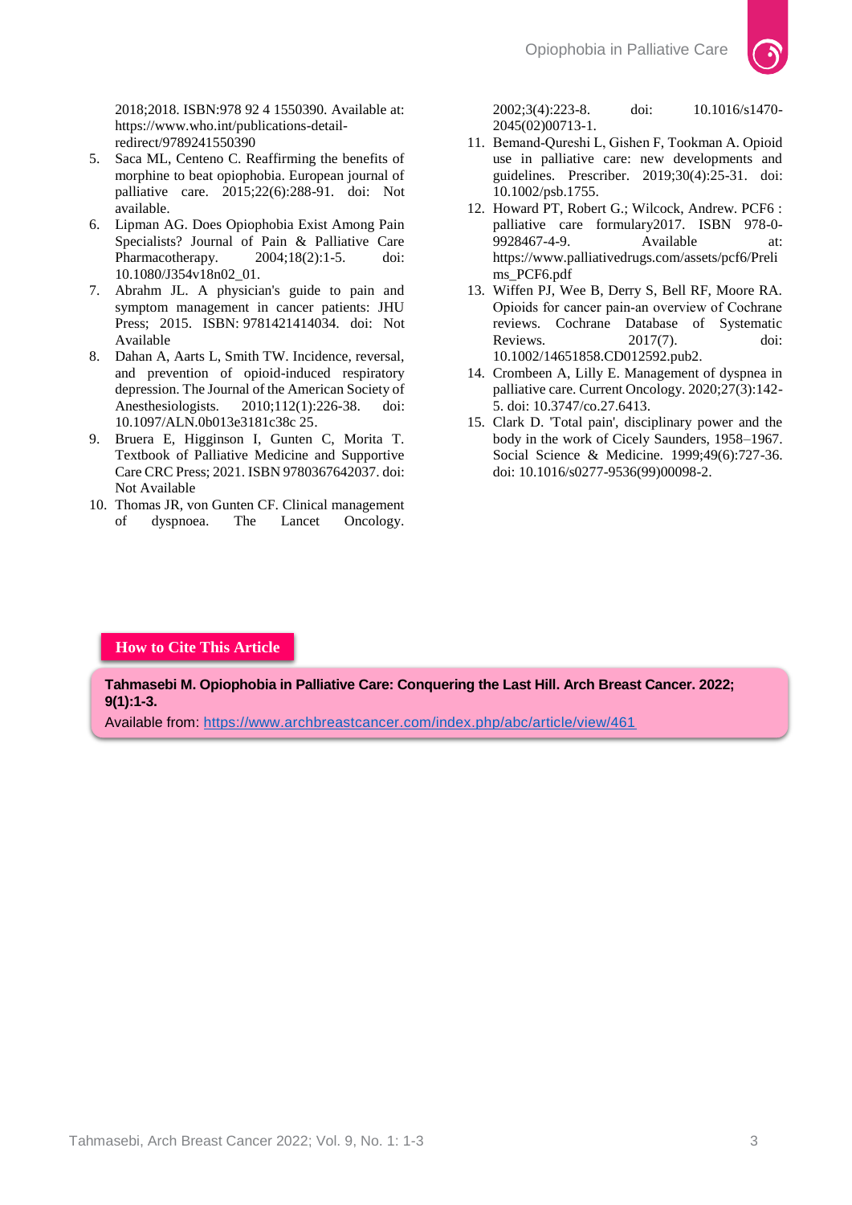2018;2018. ISBN:978 92 4 1550390. Available at: https://www.who.int/publications-detail-redirect/9789241550390

5. Saca ML, Centeno C. Reaffirming the benefits of morphine to beat opiophobia. European journal of palliative care. 2015;22(6):288-91. doi: Not available.
6. Lipman AG. Does Opiophobia Exist Among Pain Specialists? Journal of Pain & Palliative Care Pharmacotherapy. 2004;18(2):1-5. doi: 10.1080/J354v18n02_01.
7. Abrahm JL. A physician's guide to pain and symptom management in cancer patients: JHU Press; 2015. ISBN: 9781421414034. doi: Not Available
8. Dahan A, Aarts L, Smith TW. Incidence, reversal, and prevention of opioid-induced respiratory depression. The Journal of the American Society of Anesthesiologists. 2010;112(1):226-38. doi: 10.1097/ALN.0b013e3181c38c 25.
9. Bruera E, Higginson I, Gunten C, Morita T. Textbook of Palliative Medicine and Supportive Care CRC Press; 2021. ISBN 9780367642037. doi: Not Available
10. Thomas JR, von Gunten CF. Clinical management of dyspnoea. The Lancet Oncology. 2002;3(4):223-8. doi: 10.1016/s1470-2045(02)00713-1.
11. Bemand-Qureshi L, Gishen F, Tookman A. Opioid use in palliative care: new developments and guidelines. Prescriber. 2019;30(4):25-31. doi: 10.1002/psb.1755.
12. Howard PT, Robert G.; Wilcock, Andrew. PCF6 : palliative care formulary2017. ISBN 978-0-9928467-4-9. Available at: https://www.palliativedrugs.com/assets/pcf6/Prelims_PCF6.pdf
13. Wiffen PJ, Wee B, Derry S, Bell RF, Moore RA. Opioids for cancer pain-an overview of Cochrane reviews. Cochrane Database of Systematic Reviews. 2017(7). doi: 10.1002/14651858.CD012592.pub2.
14. Crombeen A, Lilly E. Management of dyspnea in palliative care. Current Oncology. 2020;27(3):142-5. doi: 10.3747/co.27.6413.
15. Clark D. 'Total pain', disciplinary power and the body in the work of Cicely Saunders, 1958–1967. Social Science & Medicine. 1999;49(6):727-36. doi: 10.1016/s0277-9536(99)00098-2.

**How to Cite This Article**

**Tahmasebi M. Opiophobia in Palliative Care: Conquering the Last Hill. Arch Breast Cancer. 2022; 9(1):1-3.**

Available from: https://www.archbreastcancer.com/index.php/abc/article/view/461